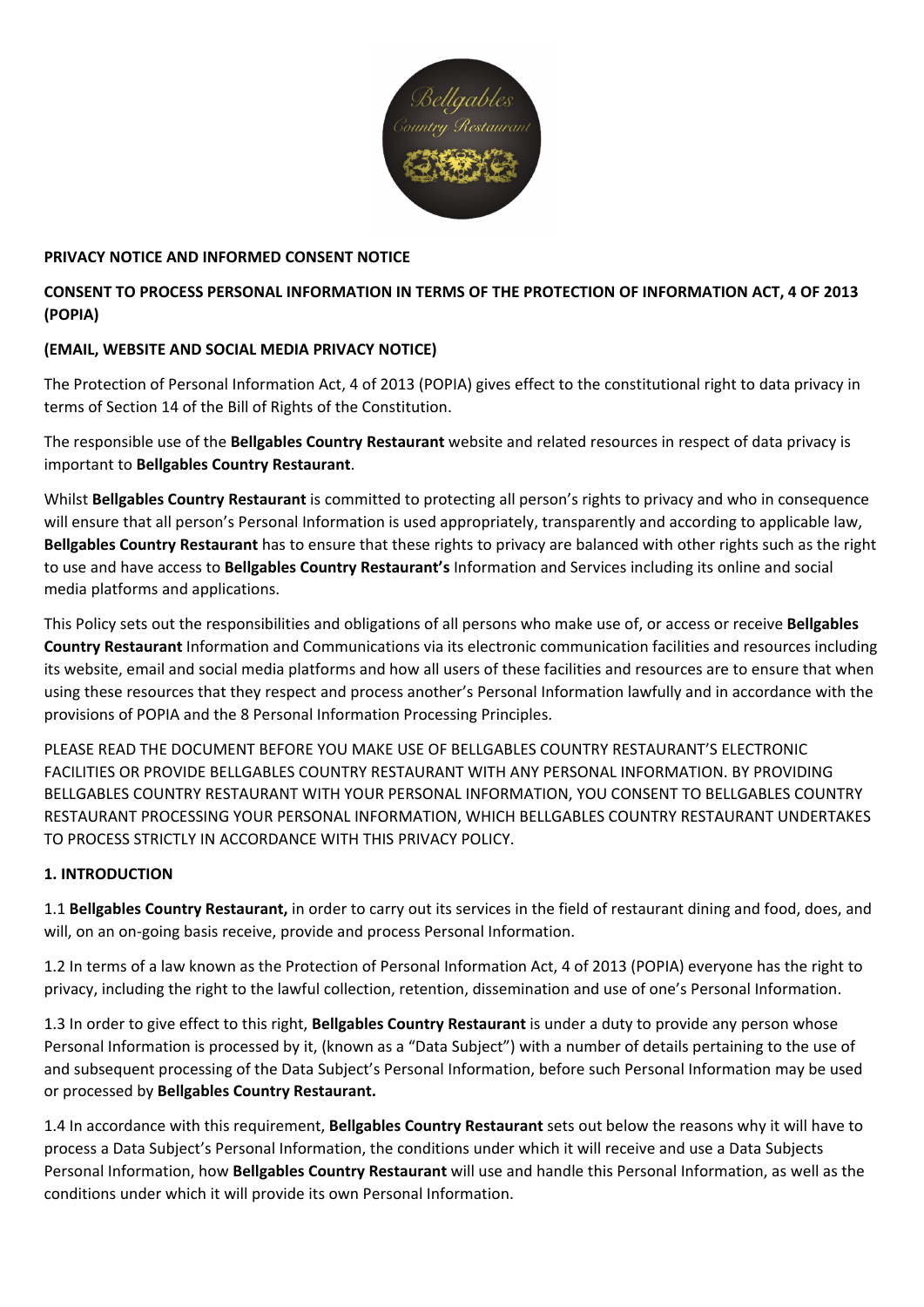**PRIVACY NOTICE AND INFORMED CONSENT NOTICE**

**CONSENT TO PROCESS PERSONAL INFORMATION IN TERMS OF THE PROTECTION OF INFORMATION ACT, 4 OF 2013 (POPIA)**

**(EMAIL, WEBSITE AND SOCIAL MEDIA PRIVACY NOTICE)**

The Protection of Personal Information Act, 4 of 2013 (POPIA) gives effect to the constitutional right to data privacy in terms of Section 14 of the Bill of Rights of the Constitution.

The responsible use of the **Bellgables Country Restaurant** website and related resources in respect of data privacy is important to **Bellgables Country Restaurant**.

Whilst **Bellgables Country Restaurant** is committed to protecting all person's rights to privacy and who in consequence will ensure that all person's Personal Information is used appropriately, transparently and according to applicable law, **Bellgables Country Restaurant** has to ensure that these rights to privacy are balanced with other rights such as the right to use and have access to **Bellgables Country Restaurant's** Information and Services including its online and social media platforms and applications.

This Policy sets out the responsibilities and obligations of all persons who make use of, or access or receive **Bellgables Country Restaurant** Information and Communications via its electronic communication facilities and resources including its website, email and social media platforms and how all users of these facilities and resources are to ensure that when using these resources that they respect and process another's Personal Information lawfully and in accordance with the provisions of POPIA and the 8 Personal Information Processing Principles.

PLEASE READ THE DOCUMENT BEFORE YOU MAKE USE OF BELLGABLES COUNTRY RESTAURANT'S ELECTRONIC FACILITIES OR PROVIDE BELLGABLES COUNTRY RESTAURANT WITH ANY PERSONAL INFORMATION. BY PROVIDING BELLGABLES COUNTRY RESTAURANT WITH YOUR PERSONAL INFORMATION, YOU CONSENT TO BELLGABLES COUNTRY RESTAURANT PROCESSING YOUR PERSONAL INFORMATION, WHICH BELLGABLES COUNTRY RESTAURANT UNDERTAKES TO PROCESS STRICTLY IN ACCORDANCE WITH THIS PRIVACY POLICY.

## 1. INTRODUCTION

1.1 **Bellgables Country Restaurant,** in order to carry out its services in the field of restaurant dining and food, does, and will, on an on-going basis receive, provide and process Personal Information.

1.2 In terms of a law known as the Protection of Personal Information Act, 4 of 2013 (POPIA) everyone has the right to privacy, including the right to the lawful collection, retention, dissemination and use of one's Personal Information.

1.3 In order to give effect to this right, **Bellgables Country Restaurant** is under a duty to provide any person whose Personal Information is processed by it, (known as a "Data Subject") with a number of details pertaining to the use of and subsequent processing of the Data Subject's Personal Information, before such Personal Information may be used or processed by **Bellgables Country Restaurant.**

1.4 In accordance with this requirement, **Bellgables Country Restaurant** sets out below the reasons why it will have to process a Data Subject's Personal Information, the conditions under which it will receive and use a Data Subjects Personal Information, how **Bellgables Country Restaurant** will use and handle this Personal Information, as well as the conditions under which it will provide its own Personal Information.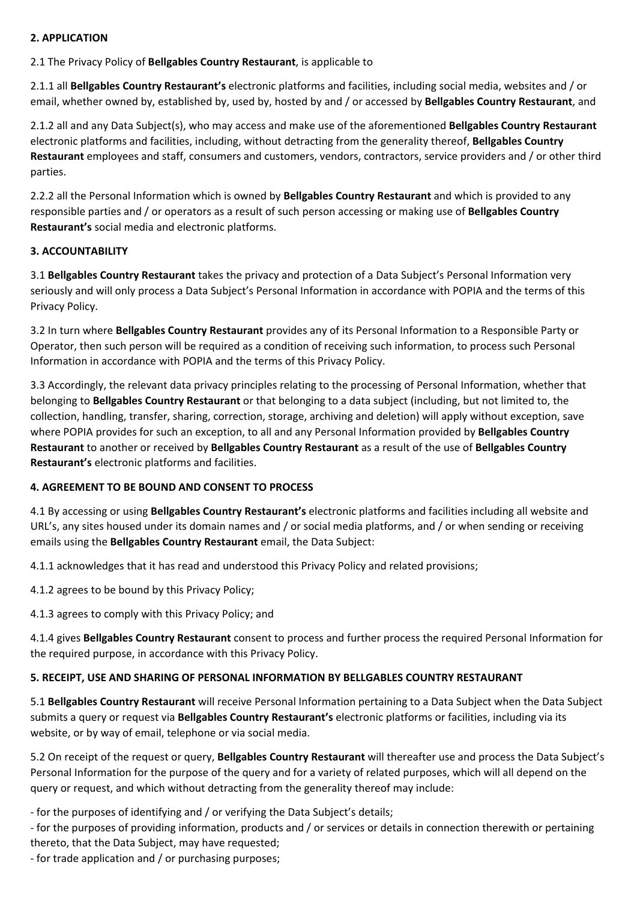**2. APPLICATION**

2.1 The Privacy Policy of **Bellgables Country Restaurant**, is applicable to

2.1.1 all **Bellgables Country Restaurant's** electronic platforms and facilities, including social media, websites and / or email, whether owned by, established by, used by, hosted by and / or accessed by **Bellgables Country Restaurant**, and

2.1.2 all and any Data Subject(s), who may access and make use of the aforementioned **Bellgables Country Restaurant** electronic platforms and facilities, including, without detracting from the generality thereof, **Bellgables Country Restaurant** employees and staff, consumers and customers, vendors, contractors, service providers and / or other third parties.

2.2.2 all the Personal Information which is owned by **Bellgables Country Restaurant** and which is provided to any responsible parties and / or operators as a result of such person accessing or making use of **Bellgables Country Restaurant's** social media and electronic platforms.

**3. ACCOUNTABILITY**

3.1 **Bellgables Country Restaurant** takes the privacy and protection of a Data Subject's Personal Information very seriously and will only process a Data Subject's Personal Information in accordance with POPIA and the terms of this Privacy Policy.

3.2 In turn where **Bellgables Country Restaurant** provides any of its Personal Information to a Responsible Party or Operator, then such person will be required as a condition of receiving such information, to process such Personal Information in accordance with POPIA and the terms of this Privacy Policy.

3.3 Accordingly, the relevant data privacy principles relating to the processing of Personal Information, whether that belonging to **Bellgables Country Restaurant** or that belonging to a data subject (including, but not limited to, the collection, handling, transfer, sharing, correction, storage, archiving and deletion) will apply without exception, save where POPIA provides for such an exception, to all and any Personal Information provided by **Bellgables Country Restaurant** to another or received by **Bellgables Country Restaurant** as a result of the use of **Bellgables Country Restaurant's** electronic platforms and facilities.

**4. AGREEMENT TO BE BOUND AND CONSENT TO PROCESS**

4.1 By accessing or using **Bellgables Country Restaurant's** electronic platforms and facilities including all website and URL's, any sites housed under its domain names and / or social media platforms, and / or when sending or receiving emails using the **Bellgables Country Restaurant** email, the Data Subject:

4.1.1 acknowledges that it has read and understood this Privacy Policy and related provisions;

4.1.2 agrees to be bound by this Privacy Policy;

4.1.3 agrees to comply with this Privacy Policy; and

4.1.4 gives **Bellgables Country Restaurant** consent to process and further process the required Personal Information for the required purpose, in accordance with this Privacy Policy.

**5. RECEIPT, USE AND SHARING OF PERSONAL INFORMATION BY BELLGABLES COUNTRY RESTAURANT**

5.1 **Bellgables Country Restaurant** will receive Personal Information pertaining to a Data Subject when the Data Subject submits a query or request via **Bellgables Country Restaurant's** electronic platforms or facilities, including via its website, or by way of email, telephone or via social media.

5.2 On receipt of the request or query, **Bellgables Country Restaurant** will thereafter use and process the Data Subject's Personal Information for the purpose of the query and for a variety of related purposes, which will all depend on the query or request, and which without detracting from the generality thereof may include:

- for the purposes of identifying and / or verifying the Data Subject's details;
- for the purposes of providing information, products and / or services or details in connection therewith or pertaining thereto, that the Data Subject, may have requested;
- for trade application and / or purchasing purposes;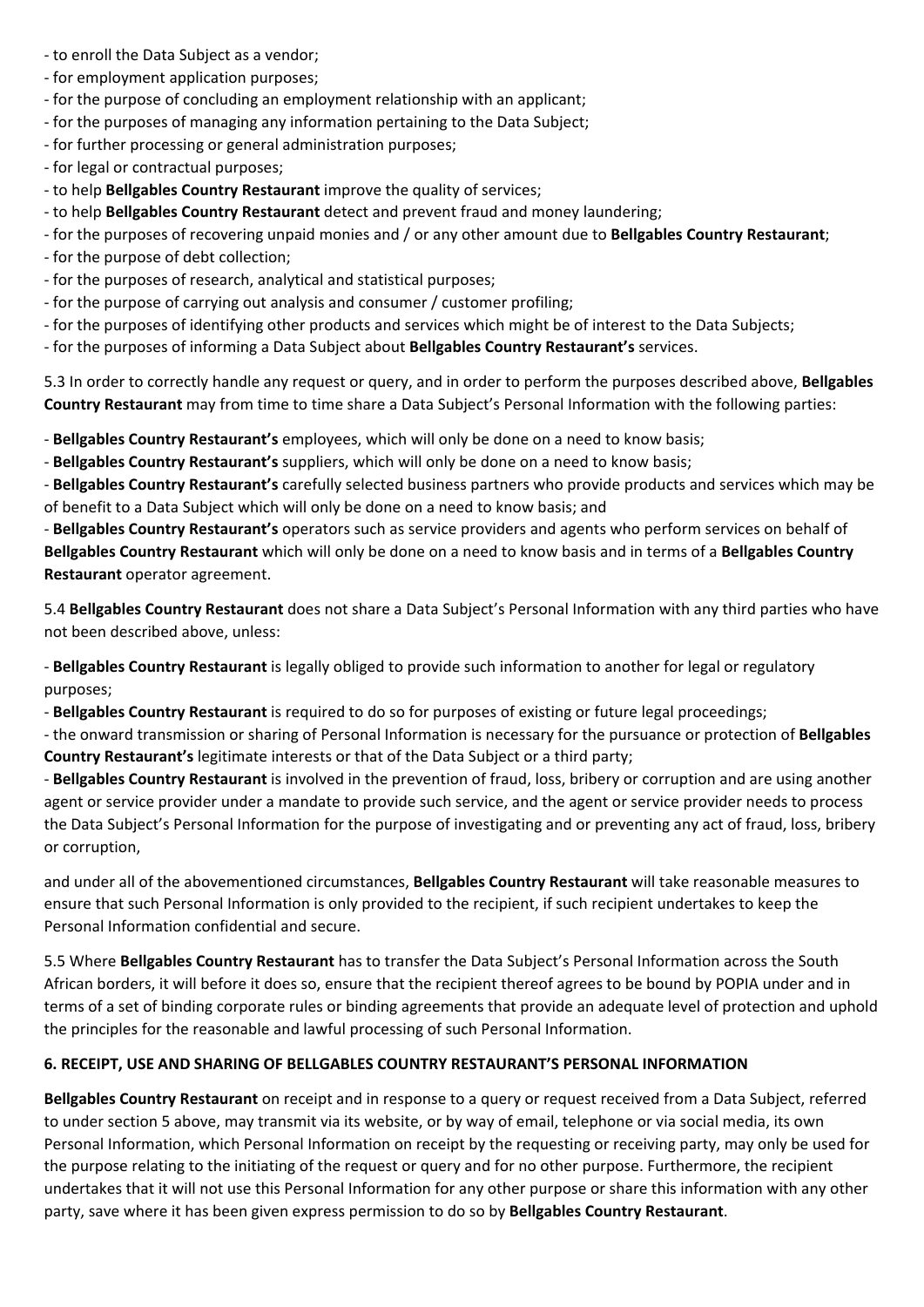- to enroll the Data Subject as a vendor;
- for employment application purposes;
- for the purpose of concluding an employment relationship with an applicant;
- for the purposes of managing any information pertaining to the Data Subject;
- for further processing or general administration purposes;
- for legal or contractual purposes;
- to help **Bellgables Country Restaurant** improve the quality of services;
- to help **Bellgables Country Restaurant** detect and prevent fraud and money laundering;
- for the purposes of recovering unpaid monies and / or any other amount due to **Bellgables Country Restaurant**;
- for the purpose of debt collection;
- for the purposes of research, analytical and statistical purposes;
- for the purpose of carrying out analysis and consumer / customer profiling;
- for the purposes of identifying other products and services which might be of interest to the Data Subjects;
- for the purposes of informing a Data Subject about **Bellgables Country Restaurant's** services.

5.3 In order to correctly handle any request or query, and in order to perform the purposes described above, **Bellgables Country Restaurant** may from time to time share a Data Subject's Personal Information with the following parties:

- **Bellgables Country Restaurant's** employees, which will only be done on a need to know basis;
- **Bellgables Country Restaurant's** suppliers, which will only be done on a need to know basis;
- **Bellgables Country Restaurant's** carefully selected business partners who provide products and services which may be of benefit to a Data Subject which will only be done on a need to know basis; and
- **Bellgables Country Restaurant's** operators such as service providers and agents who perform services on behalf of **Bellgables Country Restaurant** which will only be done on a need to know basis and in terms of a **Bellgables Country Restaurant** operator agreement.

5.4 **Bellgables Country Restaurant** does not share a Data Subject's Personal Information with any third parties who have not been described above, unless:

- **Bellgables Country Restaurant** is legally obliged to provide such information to another for legal or regulatory purposes;
- **Bellgables Country Restaurant** is required to do so for purposes of existing or future legal proceedings;
- the onward transmission or sharing of Personal Information is necessary for the pursuance or protection of **Bellgables Country Restaurant's** legitimate interests or that of the Data Subject or a third party;
- **Bellgables Country Restaurant** is involved in the prevention of fraud, loss, bribery or corruption and are using another agent or service provider under a mandate to provide such service, and the agent or service provider needs to process the Data Subject's Personal Information for the purpose of investigating and or preventing any act of fraud, loss, bribery or corruption,

and under all of the abovementioned circumstances, **Bellgables Country Restaurant** will take reasonable measures to ensure that such Personal Information is only provided to the recipient, if such recipient undertakes to keep the Personal Information confidential and secure.

5.5 Where **Bellgables Country Restaurant** has to transfer the Data Subject's Personal Information across the South African borders, it will before it does so, ensure that the recipient thereof agrees to be bound by POPIA under and in terms of a set of binding corporate rules or binding agreements that provide an adequate level of protection and uphold the principles for the reasonable and lawful processing of such Personal Information.

**6. RECEIPT, USE AND SHARING OF BELLGABLES COUNTRY RESTAURANT'S PERSONAL INFORMATION**

**Bellgables Country Restaurant** on receipt and in response to a query or request received from a Data Subject, referred to under section 5 above, may transmit via its website, or by way of email, telephone or via social media, its own Personal Information, which Personal Information on receipt by the requesting or receiving party, may only be used for the purpose relating to the initiating of the request or query and for no other purpose. Furthermore, the recipient undertakes that it will not use this Personal Information for any other purpose or share this information with any other party, save where it has been given express permission to do so by **Bellgables Country Restaurant**.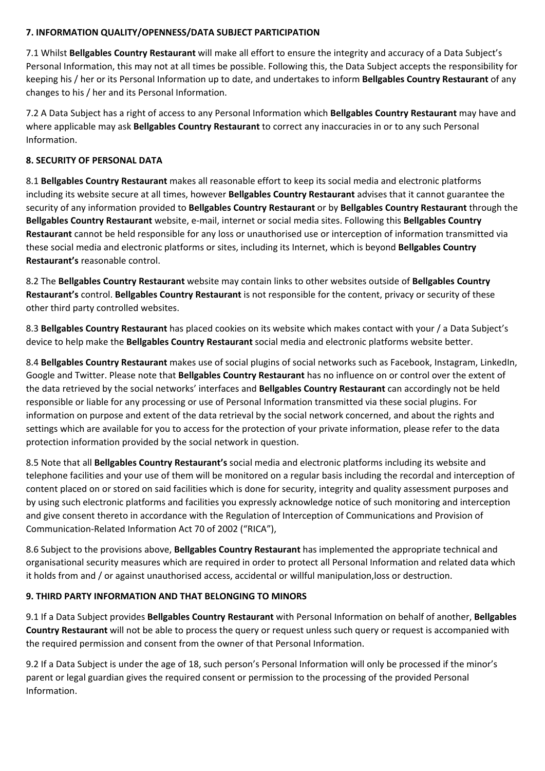**7. INFORMATION QUALITY/OPENNESS/DATA SUBJECT PARTICIPATION**

7.1 Whilst **Bellgables Country Restaurant** will make all effort to ensure the integrity and accuracy of a Data Subject's Personal Information, this may not at all times be possible. Following this, the Data Subject accepts the responsibility for keeping his / her or its Personal Information up to date, and undertakes to inform **Bellgables Country Restaurant** of any changes to his / her and its Personal Information.

7.2 A Data Subject has a right of access to any Personal Information which **Bellgables Country Restaurant** may have and where applicable may ask **Bellgables Country Restaurant** to correct any inaccuracies in or to any such Personal Information.

**8. SECURITY OF PERSONAL DATA**

8.1 **Bellgables Country Restaurant** makes all reasonable effort to keep its social media and electronic platforms including its website secure at all times, however **Bellgables Country Restaurant** advises that it cannot guarantee the security of any information provided to **Bellgables Country Restaurant** or by **Bellgables Country Restaurant** through the **Bellgables Country Restaurant** website, e-mail, internet or social media sites. Following this **Bellgables Country Restaurant** cannot be held responsible for any loss or unauthorised use or interception of information transmitted via these social media and electronic platforms or sites, including its Internet, which is beyond **Bellgables Country Restaurant's** reasonable control.

8.2 The **Bellgables Country Restaurant** website may contain links to other websites outside of **Bellgables Country Restaurant's** control. **Bellgables Country Restaurant** is not responsible for the content, privacy or security of these other third party controlled websites.

8.3 **Bellgables Country Restaurant** has placed cookies on its website which makes contact with your / a Data Subject's device to help make the **Bellgables Country Restaurant** social media and electronic platforms website better.

8.4 **Bellgables Country Restaurant** makes use of social plugins of social networks such as Facebook, Instagram, LinkedIn, Google and Twitter. Please note that **Bellgables Country Restaurant** has no influence on or control over the extent of the data retrieved by the social networks' interfaces and **Bellgables Country Restaurant** can accordingly not be held responsible or liable for any processing or use of Personal Information transmitted via these social plugins. For information on purpose and extent of the data retrieval by the social network concerned, and about the rights and settings which are available for you to access for the protection of your private information, please refer to the data protection information provided by the social network in question.

8.5 Note that all **Bellgables Country Restaurant's** social media and electronic platforms including its website and telephone facilities and your use of them will be monitored on a regular basis including the recordal and interception of content placed on or stored on said facilities which is done for security, integrity and quality assessment purposes and by using such electronic platforms and facilities you expressly acknowledge notice of such monitoring and interception and give consent thereto in accordance with the Regulation of Interception of Communications and Provision of Communication-Related Information Act 70 of 2002 ("RICA"),

8.6 Subject to the provisions above, **Bellgables Country Restaurant** has implemented the appropriate technical and organisational security measures which are required in order to protect all Personal Information and related data which it holds from and / or against unauthorised access, accidental or willful manipulation,loss or destruction.

**9. THIRD PARTY INFORMATION AND THAT BELONGING TO MINORS**

9.1 If a Data Subject provides **Bellgables Country Restaurant** with Personal Information on behalf of another, **Bellgables Country Restaurant** will not be able to process the query or request unless such query or request is accompanied with the required permission and consent from the owner of that Personal Information.

9.2 If a Data Subject is under the age of 18, such person's Personal Information will only be processed if the minor's parent or legal guardian gives the required consent or permission to the processing of the provided Personal Information.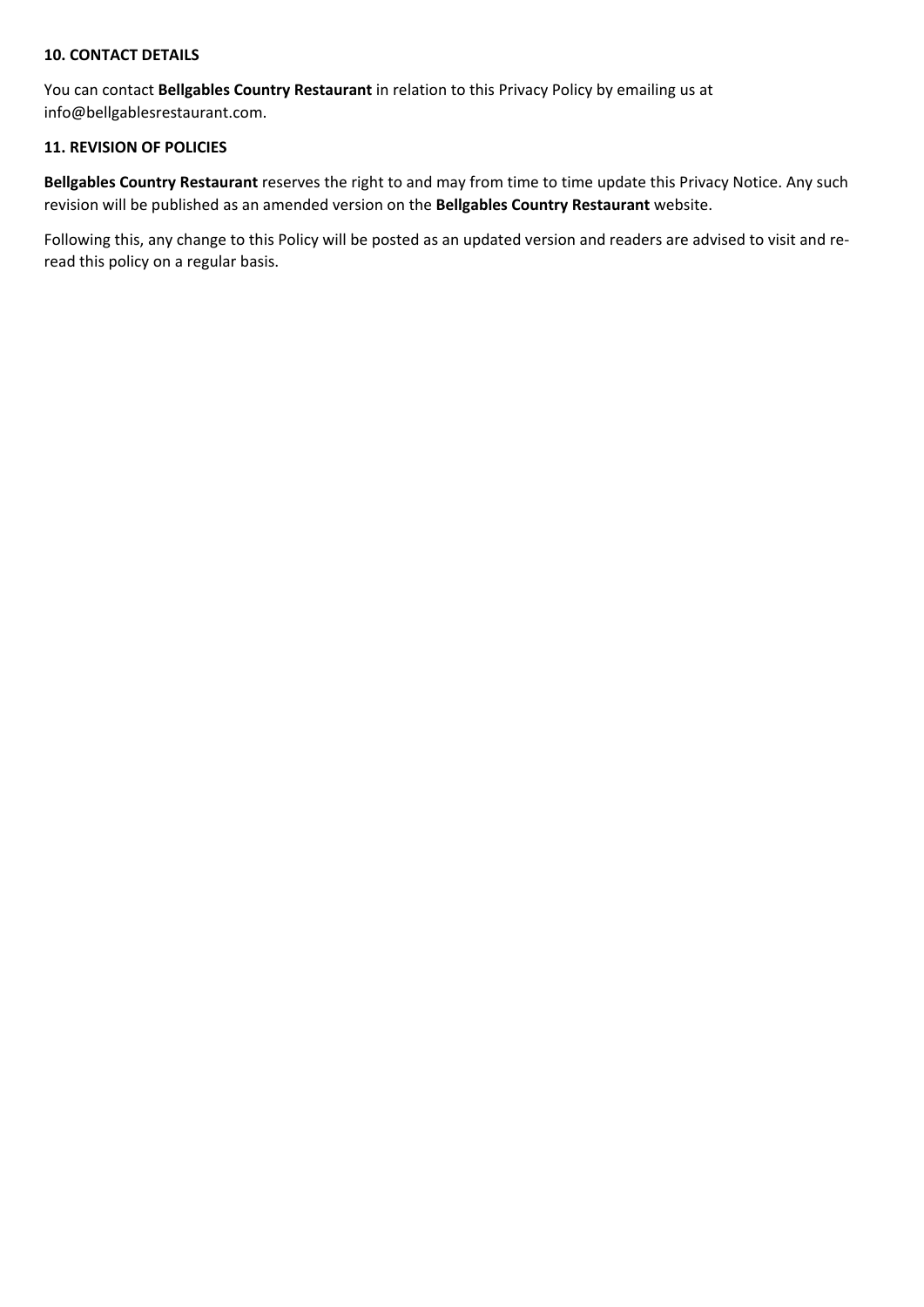**10. CONTACT DETAILS**

You can contact **Bellgables Country Restaurant** in relation to this Privacy Policy by emailing us at info@bellgablesrestaurant.com.

**11. REVISION OF POLICIES**

**Bellgables Country Restaurant** reserves the right to and may from time to time update this Privacy Notice. Any such revision will be published as an amended version on the **Bellgables Country Restaurant** website.

Following this, any change to this Policy will be posted as an updated version and readers are advised to visit and re-read this policy on a regular basis.